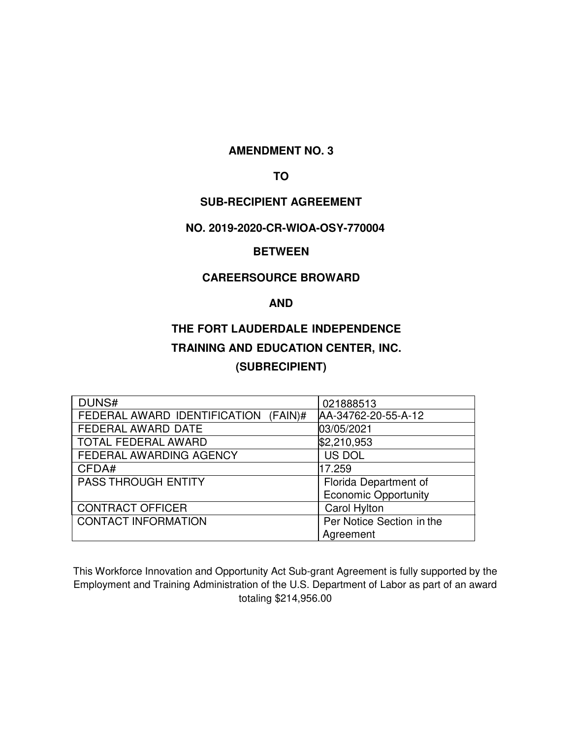**AMENDMENT NO. 3**

**TO**

**SUB-RECIPIENT AGREEMENT**

**NO. 2019-2020-CR-WIOA-OSY-770004**

**BETWEEN**

**CAREERSOURCE BROWARD**

**AND**

**THE FORT LAUDERDALE INDEPENDENCE TRAINING AND EDUCATION CENTER, INC. (SUBRECIPIENT)**

| | |
|---|---|
| DUNS# | 021888513 |
| FEDERAL AWARD IDENTIFICATION (FAIN)# | AA-34762-20-55-A-12 |
| FEDERAL AWARD DATE | 03/05/2021 |
| TOTAL FEDERAL AWARD | $2,210,953 |
| FEDERAL AWARDING AGENCY | US DOL |
| CFDA# | 17.259 |
| PASS THROUGH ENTITY | Florida Department of Economic Opportunity |
| CONTRACT OFFICER | Carol Hylton |
| CONTACT INFORMATION | Per Notice Section in the Agreement |

This Workforce Innovation and Opportunity Act Sub-grant Agreement is fully supported by the Employment and Training Administration of the U.S. Department of Labor as part of an award totaling $214,956.00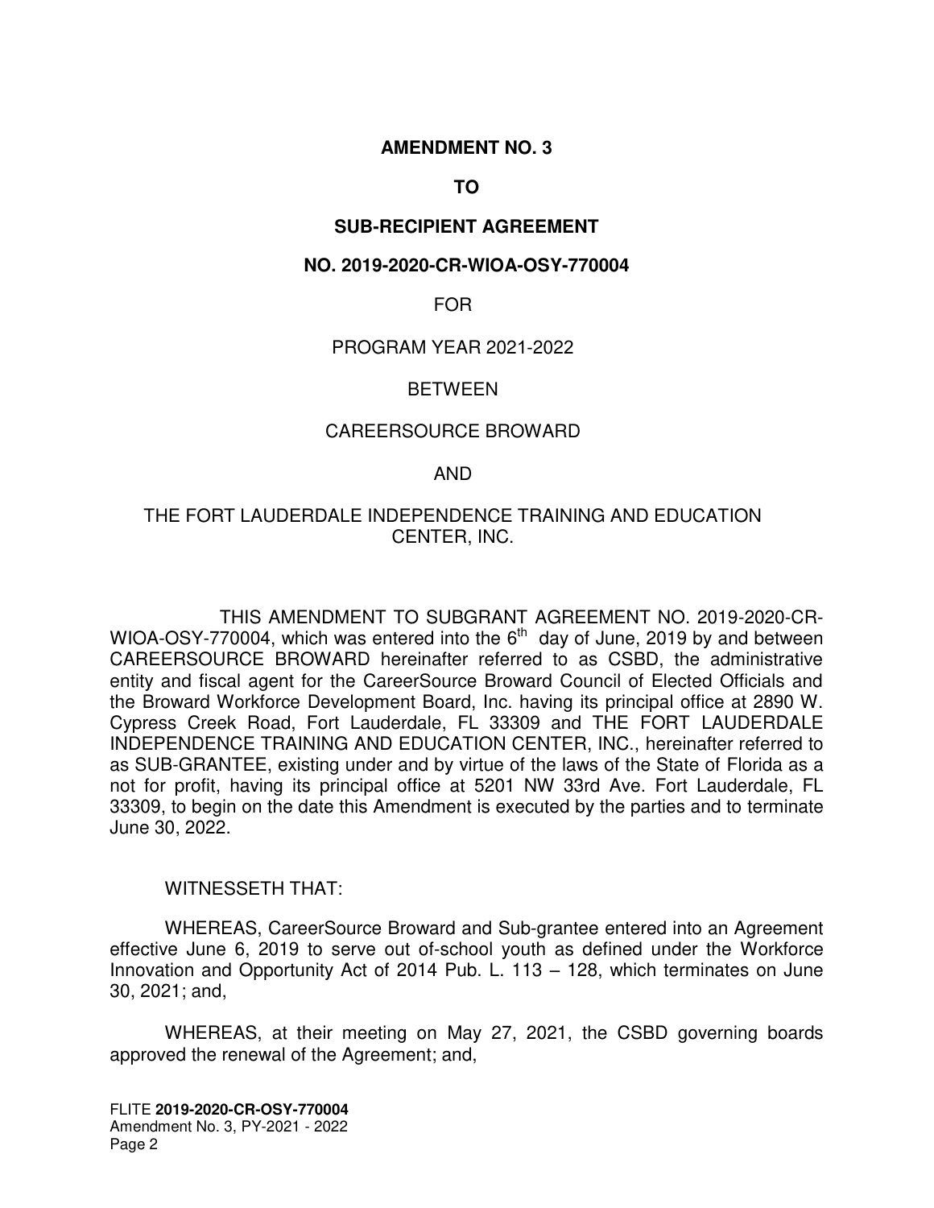**AMENDMENT NO. 3**

**TO**

**SUB-RECIPIENT AGREEMENT**

**NO. 2019-2020-CR-WIOA-OSY-770004**

FOR

PROGRAM YEAR 2021-2022

BETWEEN

CAREERSOURCE BROWARD

AND

THE FORT LAUDERDALE INDEPENDENCE TRAINING AND EDUCATION CENTER, INC.

THIS AMENDMENT TO SUBGRANT AGREEMENT NO. 2019-2020-CR-WIOA-OSY-770004, which was entered into the 6th day of June, 2019 by and between CAREERSOURCE BROWARD hereinafter referred to as CSBD, the administrative entity and fiscal agent for the CareerSource Broward Council of Elected Officials and the Broward Workforce Development Board, Inc. having its principal office at 2890 W. Cypress Creek Road, Fort Lauderdale, FL 33309 and THE FORT LAUDERDALE INDEPENDENCE TRAINING AND EDUCATION CENTER, INC., hereinafter referred to as SUB-GRANTEE, existing under and by virtue of the laws of the State of Florida as a not for profit, having its principal office at 5201 NW 33rd Ave. Fort Lauderdale, FL 33309, to begin on the date this Amendment is executed by the parties and to terminate June 30, 2022.

WITNESSETH THAT:

WHEREAS, CareerSource Broward and Sub-grantee entered into an Agreement effective June 6, 2019 to serve out of-school youth as defined under the Workforce Innovation and Opportunity Act of 2014 Pub. L. 113 – 128, which terminates on June 30, 2021; and,

WHEREAS, at their meeting on May 27, 2021, the CSBD governing boards approved the renewal of the Agreement; and,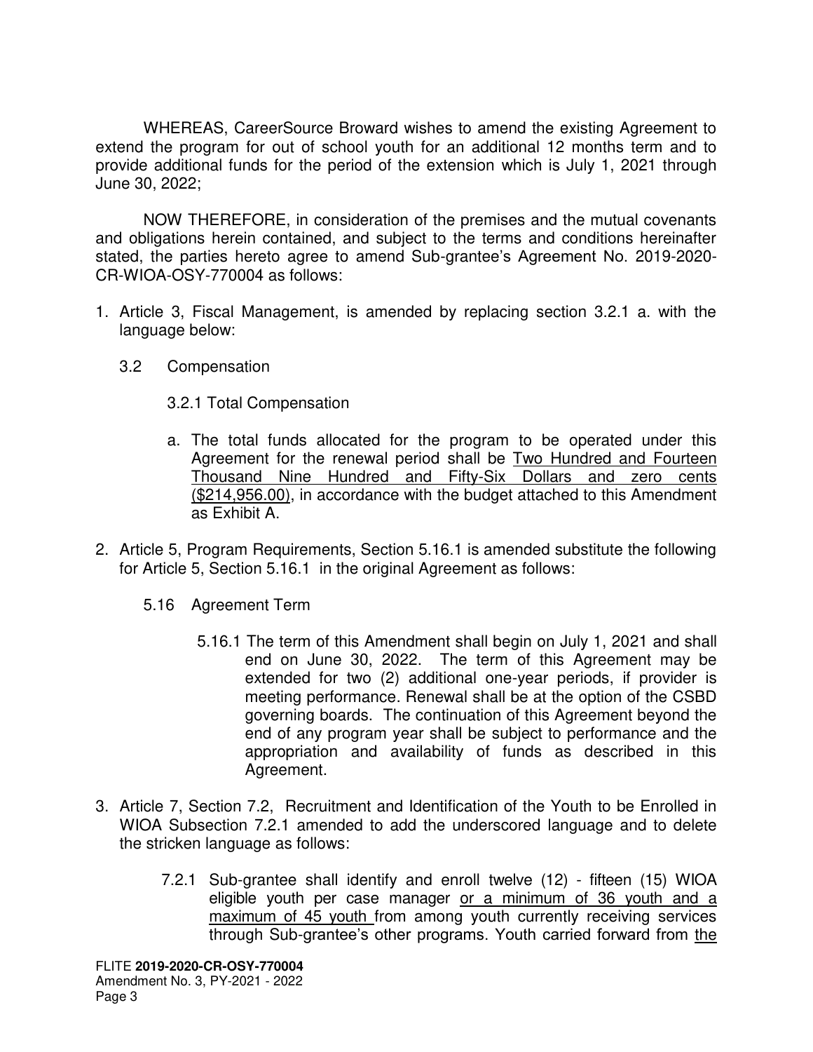WHEREAS, CareerSource Broward wishes to amend the existing Agreement to extend the program for out of school youth for an additional 12 months term and to provide additional funds for the period of the extension which is July 1, 2021 through June 30, 2022;

NOW THEREFORE, in consideration of the premises and the mutual covenants and obligations herein contained, and subject to the terms and conditions hereinafter stated, the parties hereto agree to amend Sub-grantee's Agreement No. 2019-2020-CR-WIOA-OSY-770004 as follows:

1. Article 3, Fiscal Management, is amended by replacing section 3.2.1 a. with the language below:

   3.2 Compensation

   3.2.1 Total Compensation

   a. The total funds allocated for the program to be operated under this Agreement for the renewal period shall be <u>Two Hundred and Fourteen Thousand Nine Hundred and Fifty-Six Dollars and zero cents ($214,956.00)</u>, in accordance with the budget attached to this Amendment as Exhibit A.

2. Article 5, Program Requirements, Section 5.16.1 is amended substitute the following for Article 5, Section 5.16.1 in the original Agreement as follows:

   5.16 Agreement Term

   5.16.1 The term of this Amendment shall begin on July 1, 2021 and shall end on June 30, 2022. The term of this Agreement may be extended for two (2) additional one-year periods, if provider is meeting performance. Renewal shall be at the option of the CSBD governing boards. The continuation of this Agreement beyond the end of any program year shall be subject to performance and the appropriation and availability of funds as described in this Agreement.

3. Article 7, Section 7.2, Recruitment and Identification of the Youth to be Enrolled in WIOA Subsection 7.2.1 amended to add the underscored language and to delete the stricken language as follows:

   7.2.1 Sub-grantee shall identify and enroll twelve (12) - fifteen (15) WIOA eligible youth per case manager <u>or a minimum of 36 youth and a maximum of 45 youth</u> from among youth currently receiving services through Sub-grantee's other programs. Youth carried forward from <u>the</u>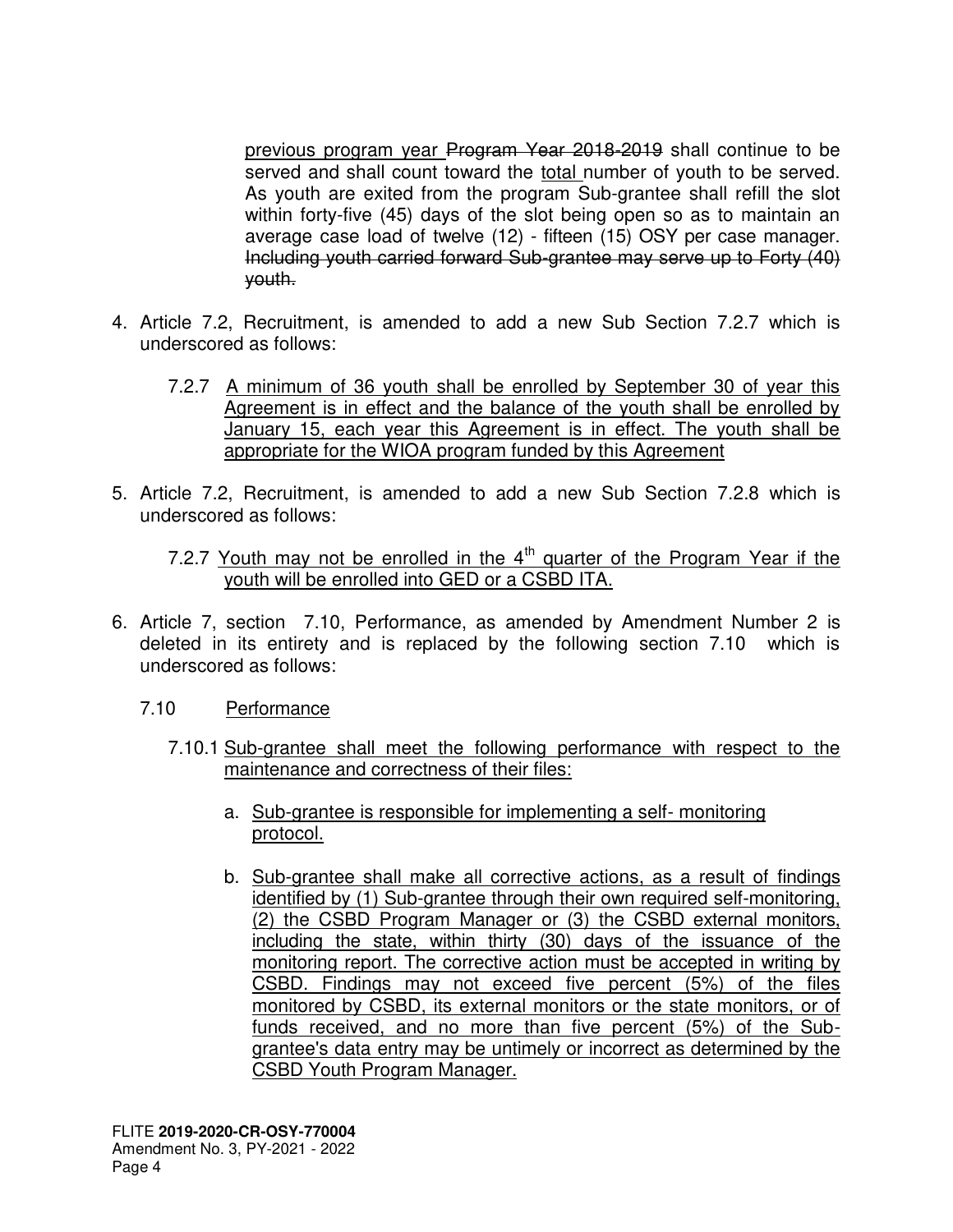previous program year ~~Program Year 2018-2019~~ shall continue to be served and shall count toward the total number of youth to be served. As youth are exited from the program Sub-grantee shall refill the slot within forty-five (45) days of the slot being open so as to maintain an average case load of twelve (12) - fifteen (15) OSY per case manager. ~~Including youth carried forward Sub-grantee may serve up to Forty (40) youth.~~

4. Article 7.2, Recruitment, is amended to add a new Sub Section 7.2.7 which is underscored as follows:

   7.2.7 A minimum of 36 youth shall be enrolled by September 30 of year this Agreement is in effect and the balance of the youth shall be enrolled by January 15, each year this Agreement is in effect. The youth shall be appropriate for the WIOA program funded by this Agreement

5. Article 7.2, Recruitment, is amended to add a new Sub Section 7.2.8 which is underscored as follows:

   7.2.7 Youth may not be enrolled in the 4th quarter of the Program Year if the youth will be enrolled into GED or a CSBD ITA.

6. Article 7, section 7.10, Performance, as amended by Amendment Number 2 is deleted in its entirety and is replaced by the following section 7.10 which is underscored as follows:

   7.10 Performance

   7.10.1 Sub-grantee shall meet the following performance with respect to the maintenance and correctness of their files:

   a. Sub-grantee is responsible for implementing a self- monitoring protocol.

   b. Sub-grantee shall make all corrective actions, as a result of findings identified by (1) Sub-grantee through their own required self-monitoring, (2) the CSBD Program Manager or (3) the CSBD external monitors, including the state, within thirty (30) days of the issuance of the monitoring report. The corrective action must be accepted in writing by CSBD. Findings may not exceed five percent (5%) of the files monitored by CSBD, its external monitors or the state monitors, or of funds received, and no more than five percent (5%) of the Sub-grantee's data entry may be untimely or incorrect as determined by the CSBD Youth Program Manager.

FLITE **2019-2020-CR-OSY-770004**
Amendment No. 3, PY-2021 - 2022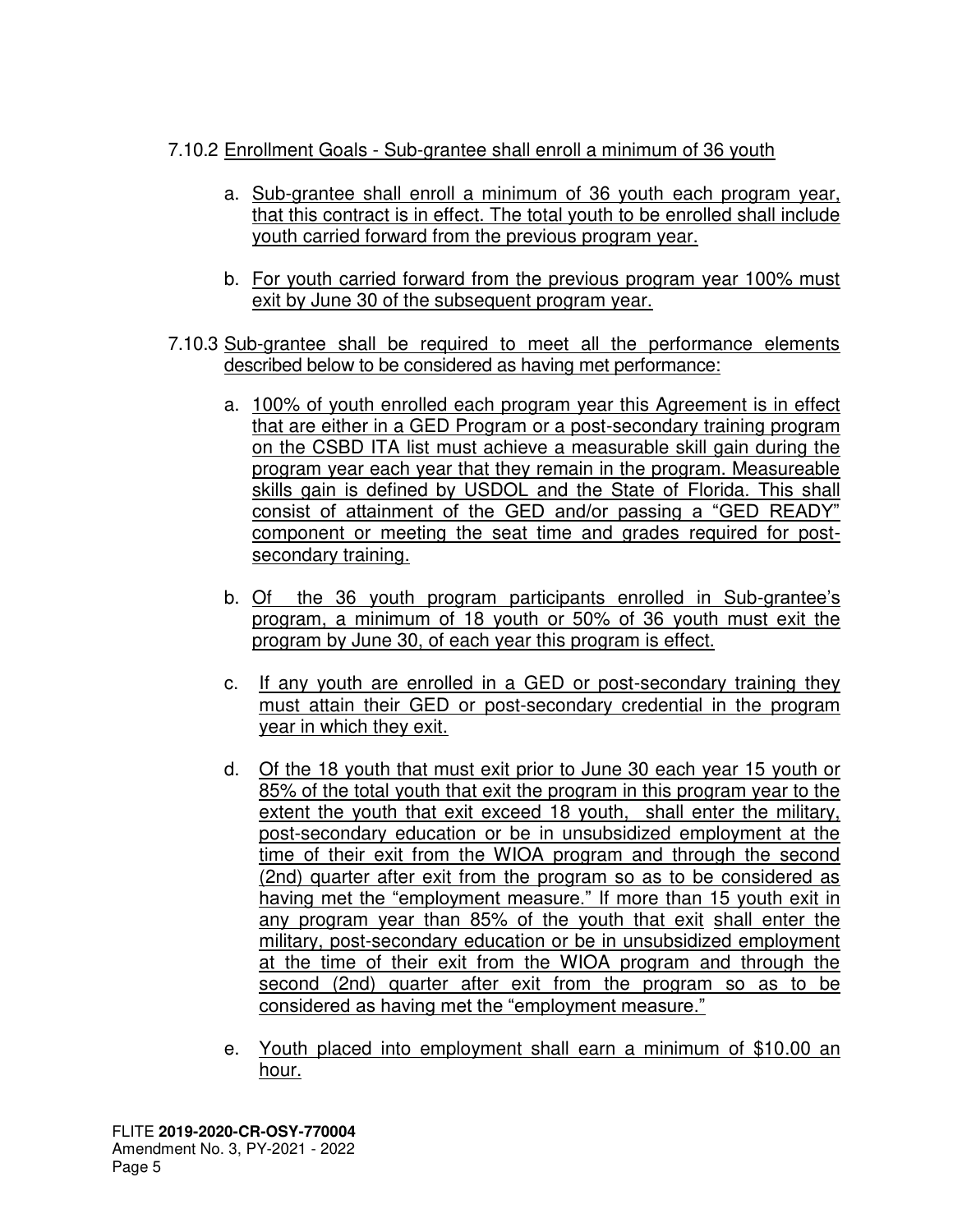7.10.2 Enrollment Goals - Sub-grantee shall enroll a minimum of 36 youth

a. Sub-grantee shall enroll a minimum of 36 youth each program year, that this contract is in effect. The total youth to be enrolled shall include youth carried forward from the previous program year.

b. For youth carried forward from the previous program year 100% must exit by June 30 of the subsequent program year.

7.10.3 Sub-grantee shall be required to meet all the performance elements described below to be considered as having met performance:

a. 100% of youth enrolled each program year this Agreement is in effect that are either in a GED Program or a post-secondary training program on the CSBD ITA list must achieve a measurable skill gain during the program year each year that they remain in the program. Measureable skills gain is defined by USDOL and the State of Florida. This shall consist of attainment of the GED and/or passing a "GED READY" component or meeting the seat time and grades required for post-secondary training.

b. Of the 36 youth program participants enrolled in Sub-grantee's program, a minimum of 18 youth or 50% of 36 youth must exit the program by June 30, of each year this program is effect.

c. If any youth are enrolled in a GED or post-secondary training they must attain their GED or post-secondary credential in the program year in which they exit.

d. Of the 18 youth that must exit prior to June 30 each year 15 youth or 85% of the total youth that exit the program in this program year to the extent the youth that exit exceed 18 youth, shall enter the military, post-secondary education or be in unsubsidized employment at the time of their exit from the WIOA program and through the second (2nd) quarter after exit from the program so as to be considered as having met the "employment measure." If more than 15 youth exit in any program year than 85% of the youth that exit shall enter the military, post-secondary education or be in unsubsidized employment at the time of their exit from the WIOA program and through the second (2nd) quarter after exit from the program so as to be considered as having met the "employment measure."

e. Youth placed into employment shall earn a minimum of $10.00 an hour.

FLITE **2019-2020-CR-OSY-770004**
Amendment No. 3, PY-2021 - 2022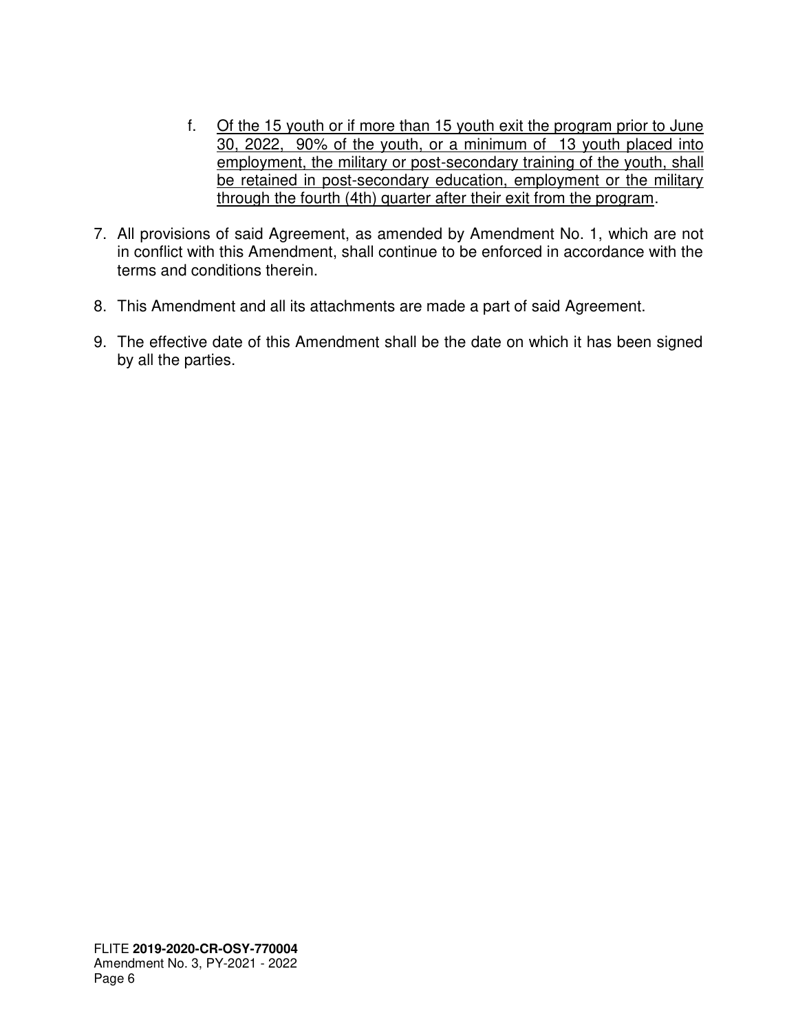f. <u>Of the 15 youth or if more than 15 youth exit the program prior to June 30, 2022, 90% of the youth, or a minimum of 13 youth placed into employment, the military or post-secondary training of the youth, shall be retained in post-secondary education, employment or the military through the fourth (4th) quarter after their exit from the program</u>.

7. All provisions of said Agreement, as amended by Amendment No. 1, which are not in conflict with this Amendment, shall continue to be enforced in accordance with the terms and conditions therein.

8. This Amendment and all its attachments are made a part of said Agreement.

9. The effective date of this Amendment shall be the date on which it has been signed by all the parties.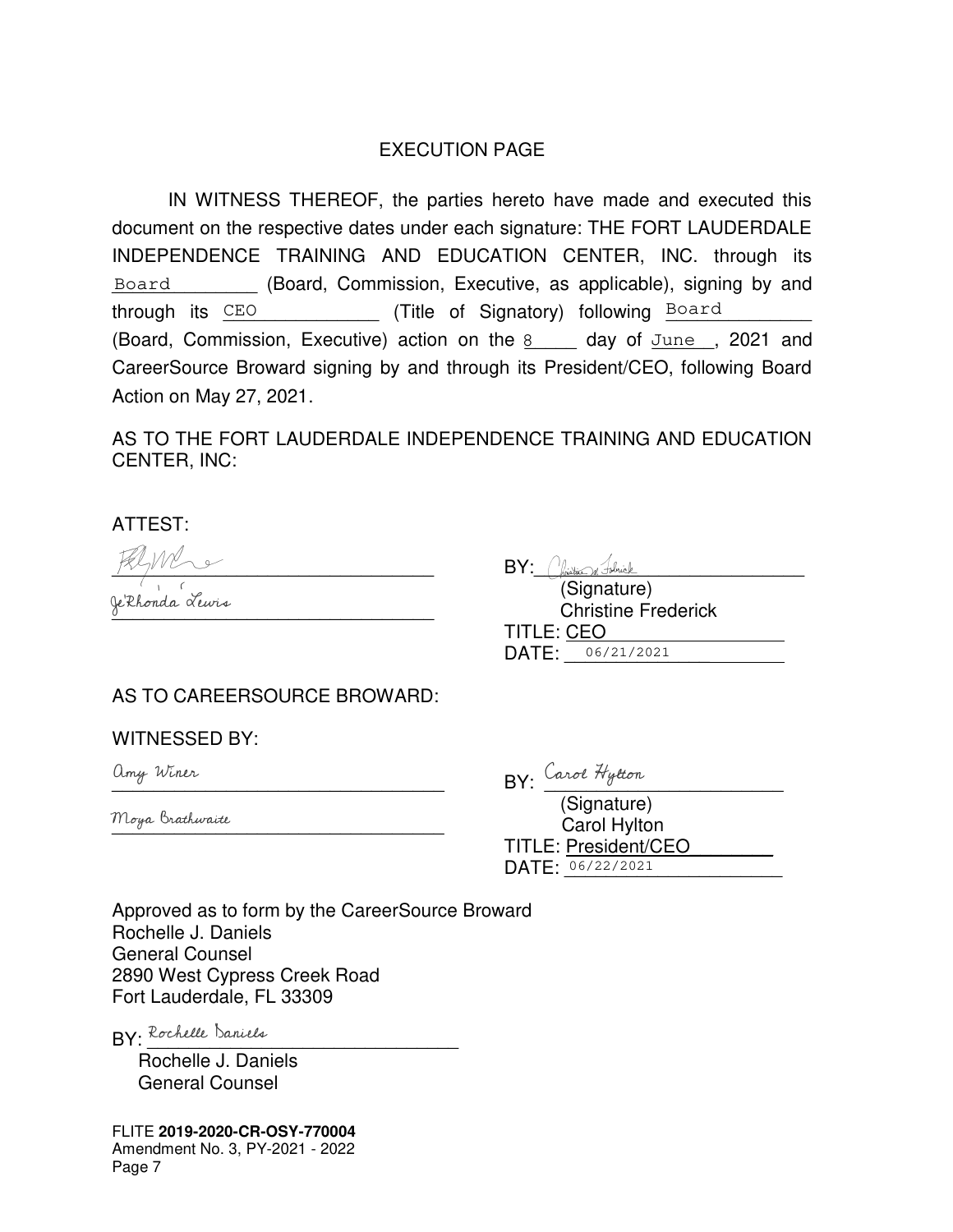## EXECUTION PAGE

IN WITNESS THEREOF, the parties hereto have made and executed this document on the respective dates under each signature: THE FORT LAUDERDALE INDEPENDENCE TRAINING AND EDUCATION CENTER, INC. through its Board (Board, Commission, Executive, as applicable), signing by and through its CEO (Title of Signatory) following Board (Board, Commission, Executive) action on the 8 day of June, 2021 and CareerSource Broward signing by and through its President/CEO, following Board Action on May 27, 2021.

AS TO THE FORT LAUDERDALE INDEPENDENCE TRAINING AND EDUCATION CENTER, INC:

ATTEST:

_______________________________

Je'Rhonda Lewis

BY: Christine Frederick
(Signature)
Christine Frederick
TITLE: CEO
DATE: 06/21/2021

AS TO CAREERSOURCE BROWARD:

WITNESSED BY:

Amy Winer

Moya Brathwaite

BY: Carol Hylton
(Signature)
Carol Hylton
TITLE: President/CEO
DATE: 06/22/2021

Approved as to form by the CareerSource Broward
Rochelle J. Daniels
General Counsel
2890 West Cypress Creek Road
Fort Lauderdale, FL 33309

BY: Rochelle Daniels
Rochelle J. Daniels
General Counsel

FLITE **2019-2020-CR-OSY-770004**
Amendment No. 3, PY-2021 - 2022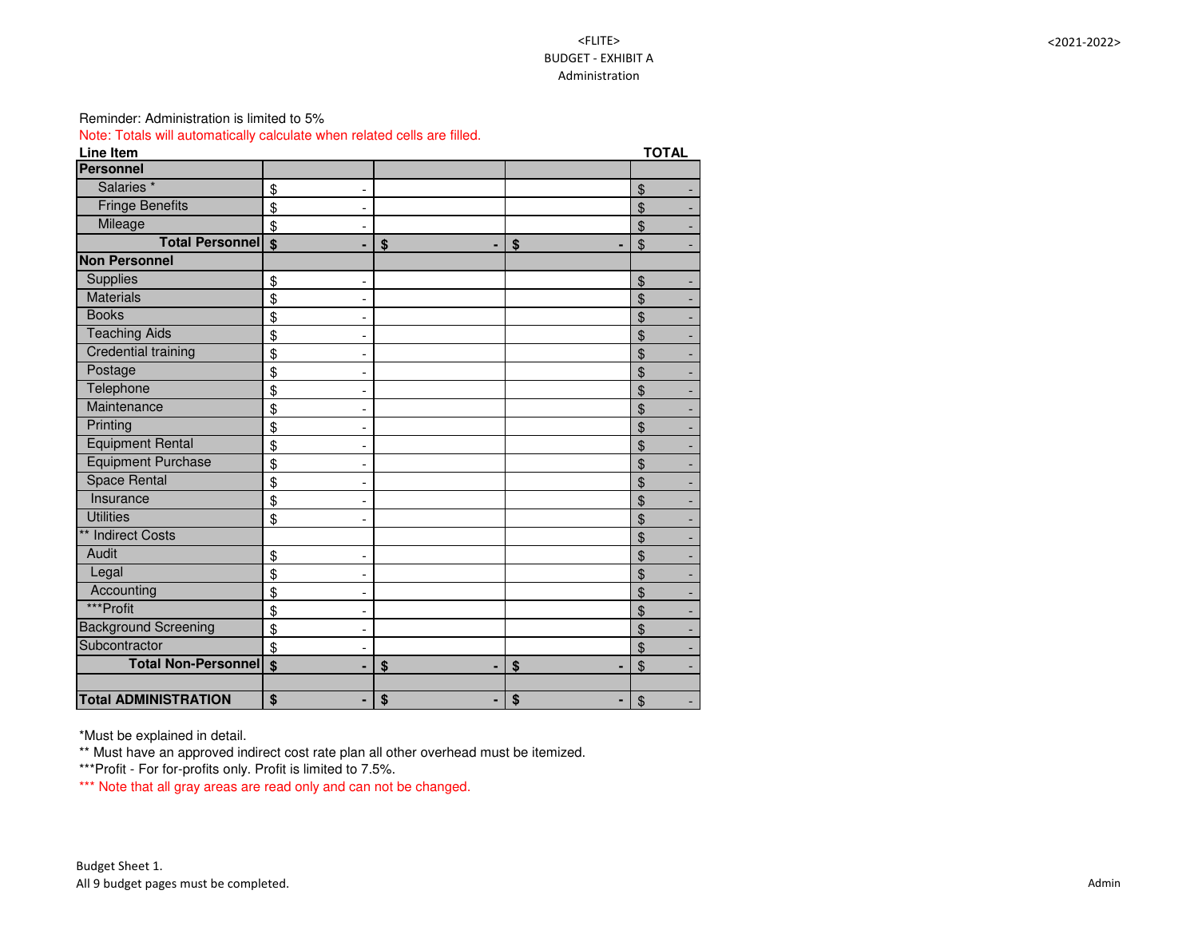<FLITE>
BUDGET - EXHIBIT A
Administration

<2021-2022>

Reminder: Administration is limited to 5%

Note: Totals will automatically calculate when related cells are filled.

| Line Item | | | | TOTAL |
|---|---|---|---|---|
| **Personnel** | | | | |
| Salaries * | $ - | | | $ - |
| Fringe Benefits | $ - | | | $ - |
| Mileage | $ - | | | $ - |
| **Total Personnel** | **$ -** | **$ -** | **$ -** | $ - |
| **Non Personnel** | | | | |
| Supplies | $ - | | | $ - |
| Materials | $ - | | | $ - |
| Books | $ - | | | $ - |
| Teaching Aids | $ - | | | $ - |
| Credential training | $ - | | | $ - |
| Postage | $ - | | | $ - |
| Telephone | $ - | | | $ - |
| Maintenance | $ - | | | $ - |
| Printing | $ - | | | $ - |
| Equipment Rental | $ - | | | $ - |
| Equipment Purchase | $ - | | | $ - |
| Space Rental | $ - | | | $ - |
| Insurance | $ - | | | $ - |
| Utilities | $ - | | | $ - |
| ** Indirect Costs | | | | $ - |
| Audit | $ - | | | $ - |
| Legal | $ - | | | $ - |
| Accounting | $ - | | | $ - |
| ***Profit | $ - | | | $ - |
| Background Screening | $ - | | | $ - |
| Subcontractor | $ - | | | $ - |
| **Total Non-Personnel** | **$ -** | **$ -** | **$ -** | $ - |
| | | | | |
| **Total ADMINISTRATION** | **$ -** | **$ -** | **$ -** | $ - |

*Must be explained in detail.

** Must have an approved indirect cost rate plan all other overhead must be itemized.

***Profit - For for-profits only. Profit is limited to 7.5%.

*** Note that all gray areas are read only and can not be changed.

Budget Sheet 1.
All 9 budget pages must be completed.

Admin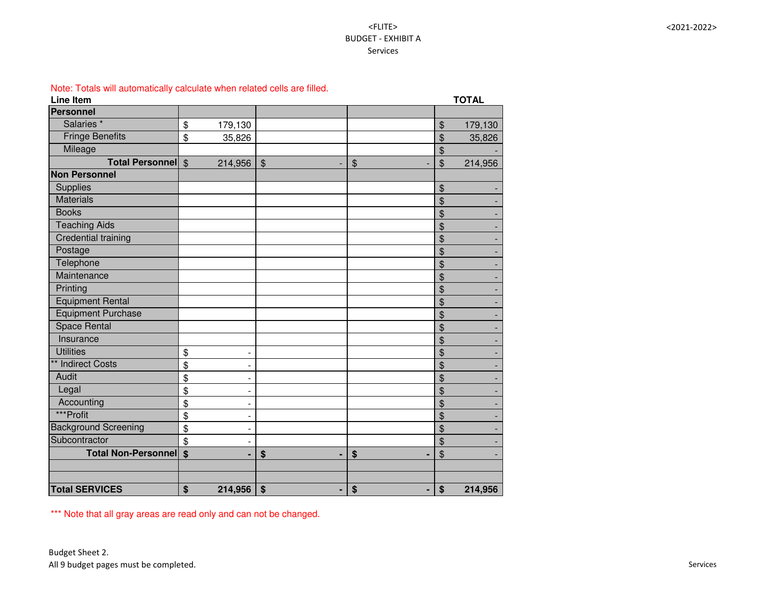<FLITE>
BUDGET - EXHIBIT A
Services

<2021-2022>

Note: Totals will automatically calculate when related cells are filled.

| Line Item | | | | TOTAL |
|---|---|---|---|---|
| **Personnel** | | | | |
| Salaries * | $ 179,130 | | | $ 179,130 |
| Fringe Benefits | $ 35,826 | | | $ 35,826 |
| Mileage | | | | $ - |
| **Total Personnel** | $ 214,956 | $ - | $ - | $ 214,956 |
| **Non Personnel** | | | | |
| Supplies | | | | $ - |
| Materials | | | | $ - |
| Books | | | | $ - |
| Teaching Aids | | | | $ - |
| Credential training | | | | $ - |
| Postage | | | | $ - |
| Telephone | | | | $ - |
| Maintenance | | | | $ - |
| Printing | | | | $ - |
| Equipment Rental | | | | $ - |
| Equipment Purchase | | | | $ - |
| Space Rental | | | | $ - |
| Insurance | | | | $ - |
| Utilities | $ - | | | $ - |
| ** Indirect Costs | $ - | | | $ - |
| Audit | $ - | | | $ - |
| Legal | $ - | | | $ - |
| Accounting | $ - | | | $ - |
| ***Profit | $ - | | | $ - |
| Background Screening | $ - | | | $ - |
| Subcontractor | $ - | | | $ - |
| **Total Non-Personnel** | **$ -** | **$ -** | **$ -** | $ - |
| | | | | |
| | | | | |
| **Total SERVICES** | **$ 214,956** | **$ -** | **$ -** | **$ 214,956** |

*** Note that all gray areas are read only and can not be changed.

Budget Sheet 2.
All 9 budget pages must be completed.

Services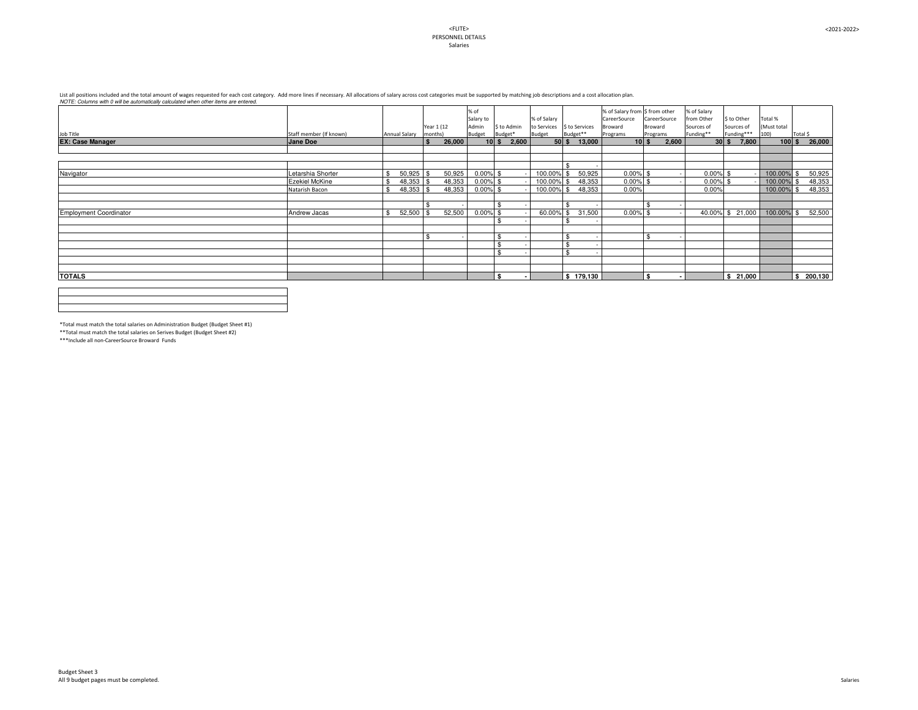<FLITE>
PERSONNEL DETAILS
Salaries

<2021-2022>

List all positions included and the total amount of wages requested for each cost category. Add more lines if necessary. All allocations of salary across cost categories must be supported by matching job descriptions and a cost allocation plan.
*NOTE: Columns with 0 will be automatically calculated when other items are entered.*

| Job Title | Staff member (If known) | Annual Salary | Year 1 (12 months) | % of Salary to Admin Budget | $ to Admin Budget* | % of Salary to Services Budget | $ to Services Budget** | % of Salary from CareerSource Broward Programs | $ from other CareerSource Broward Programs | % of Salary from Other Sources of Funding** | $ to Other Sources of Funding*** | Total % (Must total 100) | Total $ |
|---|---|---|---|---|---|---|---|---|---|---|---|---|---|
| **EX: Case Manager** | **Jane Doe** | | **$ 26,000** | **10** | **$ 2,600** | **50** | **$ 13,000** | **10** | **$ 2,600** | **30** | **$ 7,800** | **100** | **$ 26,000** |
| | | | | | | | | | | | | | |
| | | | | | | | | | | | | | |
| | | | | | | | $ - | | | | | | |
| Navigator | Letarshia Shorter | $ 50,925 | $ 50,925 | 0.00% | $ - | 100.00% | $ 50,925 | 0.00% | $ - | 0.00% | $ - | 100.00% | $ 50,925 |
| | Ezekiel McKine | $ 48,353 | $ 48,353 | 0.00% | $ - | 100.00% | $ 48,353 | 0.00% | $ - | 0.00% | $ - | 100.00% | $ 48,353 |
| | Natarish Bacon | $ 48,353 | $ 48,353 | 0.00% | $ - | 100.00% | $ 48,353 | 0.00% | | 0.00% | | 100.00% | $ 48,353 |
| | | | | | | | | | | | | | |
| | | | $ - | | $ - | | $ - | | $ - | | | | |
| Employment Coordinator | Andrew Jacas | $ 52,500 | $ 52,500 | 0.00% | $ - | 60.00% | $ 31,500 | 0.00% | $ - | 40.00% | $ 21,000 | 100.00% | $ 52,500 |
| | | | | | $ - | | $ - | | | | | | |
| | | | | | | | | | | | | | |
| | | | $ - | | $ - | | $ - | | $ - | | | | |
| | | | | | $ - | | $ - | | | | | | |
| | | | | | $ - | | $ - | | | | | | |
| | | | | | | | | | | | | | |
| | | | | | | | | | | | | | |
| **TOTALS** | | | | | **$ -** | | **$ 179,130** | | **$ -** | | **$ 21,000** | | **$ 200,130** |

*Total must match the total salaries on Administration Budget (Budget Sheet #1)

**Total must match the total salaries on Serives Budget (Budget Sheet #2)

***Include all non-CareerSource Broward Funds

Budget Sheet 3
All 9 budget pages must be completed.

Salaries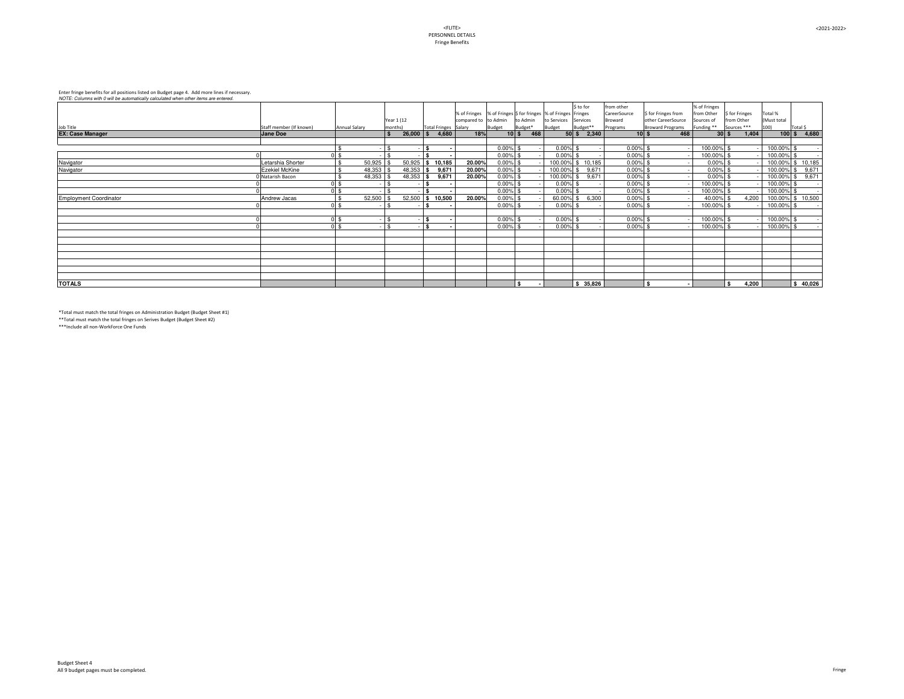<FLITE>
PERSONNEL DETAILS
Fringe Benefits

<2021-2022>

Enter fringe benefits for all positions listed on Budget page 4. Add more lines if necessary.
*NOTE: Columns with 0 will be automatically calculated when other items are entered.*

| Job Title | Staff member (If known) | Annual Salary | Year 1 (12 months) | Total Fringes | % of Fringes compared to Salary | % of Fringes to Admin Budget | $ for fringes to Admin Budget* | % of Fringes to Services Budget | $ to for Fringes Services Budget** | from other CareerSource Broward Programs | $ for Fringes from other CareerSource Broward Programs | % of Fringes from Other Sources of Funding ** | $ for Fringes from Other Sources *** | Total % (Must total 100) | Total $ |
|---|---|---|---|---|---|---|---|---|---|---|---|---|---|---|---|
| **EX: Case Manager** | **Jane Doe** | | **$ 26,000** | **$ 4,680** | **18%** | **10** | **$ 468** | **50** | **$ 2,340** | **10** | **$ 468** | **30** | **$ 1,404** | **100** | **$ 4,680** |
| | | | | | | | | | | | | | | | |
| | | $ - | $ - | **$ -** | | 0.00% | $ - | 0.00% | $ - | 0.00% | $ - | 100.00% | $ - | 100.00% | $ - |
| 0 | 0 | $ - | $ - | **$ -** | | 0.00% | $ - | 0.00% | $ - | 0.00% | $ - | 100.00% | $ - | 100.00% | $ - |
| Navigator | Letarshia Shorter | $ 50,925 | $ 50,925 | **$ 10,185** | **20.00%** | 0.00% | $ - | 100.00% | $ 10,185 | 0.00% | $ - | 0.00% | $ - | 100.00% | $ 10,185 |
| Navigator | Ezekiel McKine | $ 48,353 | $ 48,353 | **$ 9,671** | **20.00%** | 0.00% | $ - | 100.00% | $ 9,671 | 0.00% | $ - | 0.00% | $ - | 100.00% | $ 9,671 |
| 0 | Natarish Bacon | $ 48,353 | $ 48,353 | **$ 9,671** | **20.00%** | 0.00% | $ - | 100.00% | $ 9,671 | 0.00% | $ - | 0.00% | $ - | 100.00% | $ 9,671 |
| 0 | 0 | $ - | $ - | **$ -** | | 0.00% | $ - | 0.00% | $ - | 0.00% | $ - | 100.00% | $ - | 100.00% | $ - |
| 0 | 0 | $ - | $ - | **$ -** | | 0.00% | $ - | 0.00% | $ - | 0.00% | $ - | 100.00% | $ - | 100.00% | $ - |
| Employment Coordinator | Andrew Jacas | $ 52,500 | $ 52,500 | **$ 10,500** | **20.00%** | 0.00% | $ - | 60.00% | $ 6,300 | 0.00% | $ - | 40.00% | $ 4,200 | 100.00% | $ 10,500 |
| 0 | 0 | $ - | $ - | **$ -** | | 0.00% | $ - | 0.00% | $ - | 0.00% | $ - | 100.00% | $ - | 100.00% | $ - |
| | | | | | | | | | | | | | | | |
| 0 | 0 | $ - | $ - | **$ -** | | 0.00% | $ - | 0.00% | $ - | 0.00% | $ - | 100.00% | $ - | 100.00% | $ - |
| 0 | 0 | $ - | $ - | **$ -** | | 0.00% | $ - | 0.00% | $ - | 0.00% | $ - | 100.00% | $ - | 100.00% | $ - |
| | | | | | | | | | | | | | | | |
| | | | | | | | | | | | | | | | |
| | | | | | | | | | | | | | | | |
| | | | | | | | | | | | | | | | |
| | | | | | | | | | | | | | | | |
| | | | | | | | | | | | | | | | |
| | | | | | | | | | | | | | | | |
| **TOTALS** | | | | | | | **$ -** | | **$ 35,826** | | **$ -** | | **$ 4,200** | | **$ 40,026** |

*Total must match the total fringes on Administration Budget (Budget Sheet #1)
**Total must match the total fringes on Serives Budget (Budget Sheet #2)
***Include all non-WorkForce One Funds

Budget Sheet 4
All 9 budget pages must be completed.

Fringe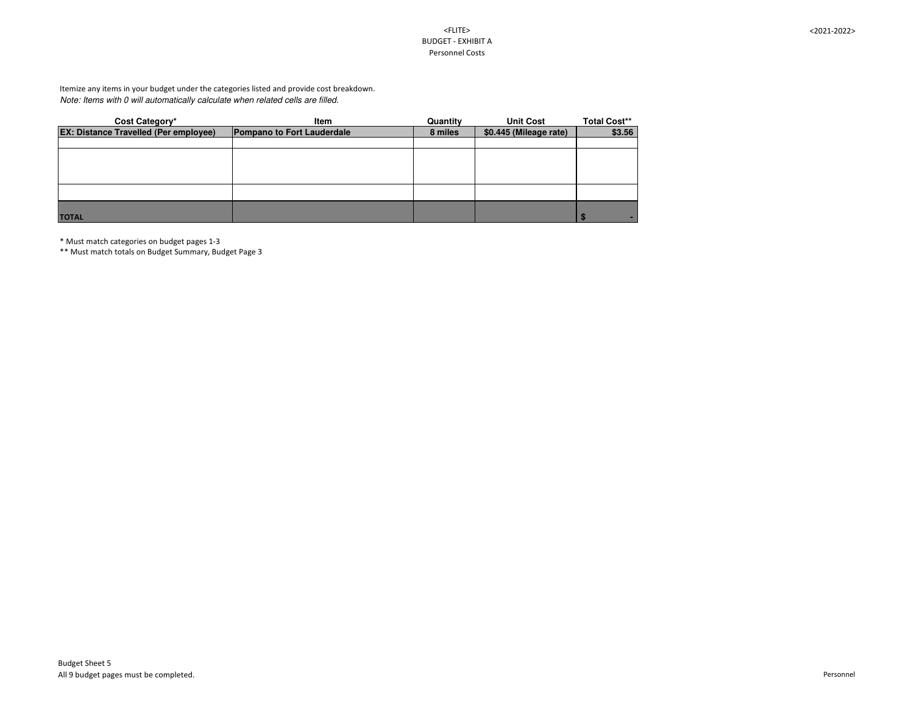<FLITE>
BUDGET - EXHIBIT A
Personnel Costs

<2021-2022>

Itemize any items in your budget under the categories listed and provide cost breakdown.
*Note: Items with 0 will automatically calculate when related cells are filled.*

| Cost Category* | Item | Quantity | Unit Cost | Total Cost** |
|---|---|---|---|---|
| **EX: Distance Travelled (Per employee)** | **Pompano to Fort Lauderdale** | **8 miles** | **$0.445 (Mileage rate)** | **$3.56** |
| | | | | |
| | | | | |
| | | | | |
| **TOTAL** | | | | **$ -** |

* Must match categories on budget pages 1-3
** Must match totals on Budget Summary, Budget Page 3

Budget Sheet 5
All 9 budget pages must be completed.

Personnel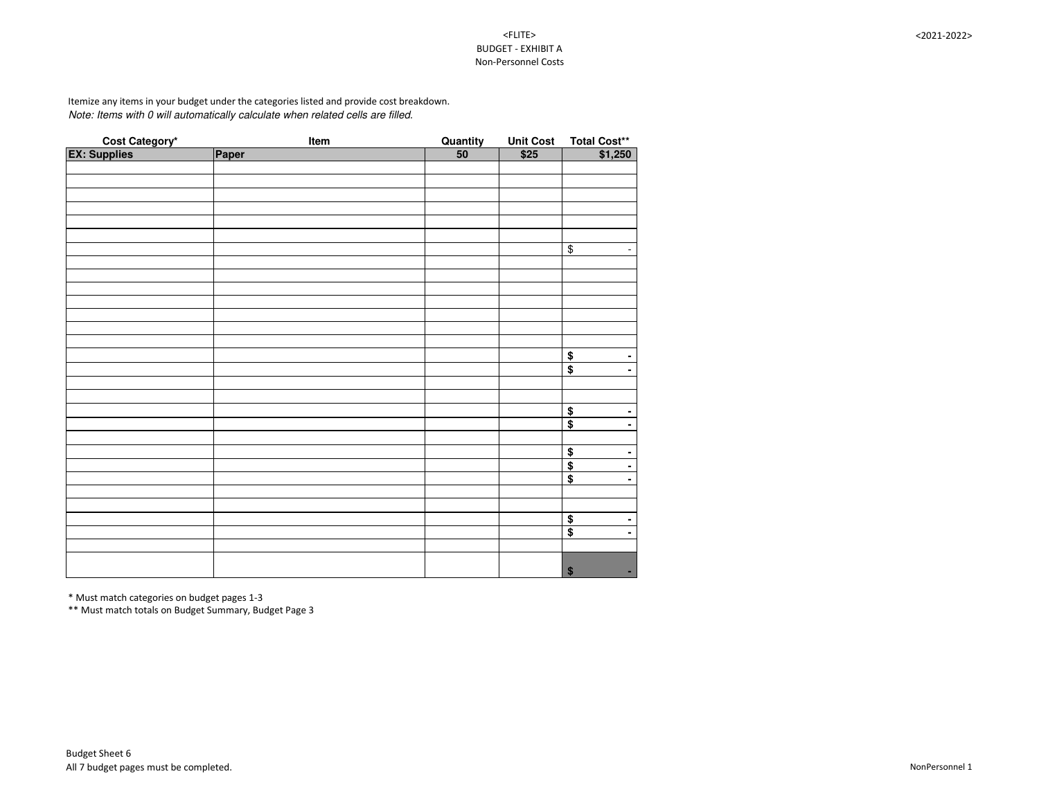<FLITE>
BUDGET - EXHIBIT A
Non-Personnel Costs

<2021-2022>

Itemize any items in your budget under the categories listed and provide cost breakdown.
*Note: Items with 0 will automatically calculate when related cells are filled.*

| Cost Category* | Item | Quantity | Unit Cost | Total Cost** |
|---|---|---|---|---|
| **EX: Supplies** | **Paper** | **50** | **$25** | **$1,250** |
| | | | | |
| | | | | |
| | | | | |
| | | | | |
| | | | | |
| | | | | |
| | | | | $ - |
| | | | | |
| | | | | |
| | | | | |
| | | | | |
| | | | | |
| | | | | |
| | | | | |
| | | | | **$ -** |
| | | | | **$ -** |
| | | | | |
| | | | | |
| | | | | **$ -** |
| | | | | **$ -** |
| | | | | |
| | | | | **$ -** |
| | | | | **$ -** |
| | | | | **$ -** |
| | | | | |
| | | | | |
| | | | | **$ -** |
| | | | | **$ -** |
| | | | | |
| | | | | **$ -** |

* Must match categories on budget pages 1-3
** Must match totals on Budget Summary, Budget Page 3

Budget Sheet 6
All 7 budget pages must be completed.

NonPersonnel 1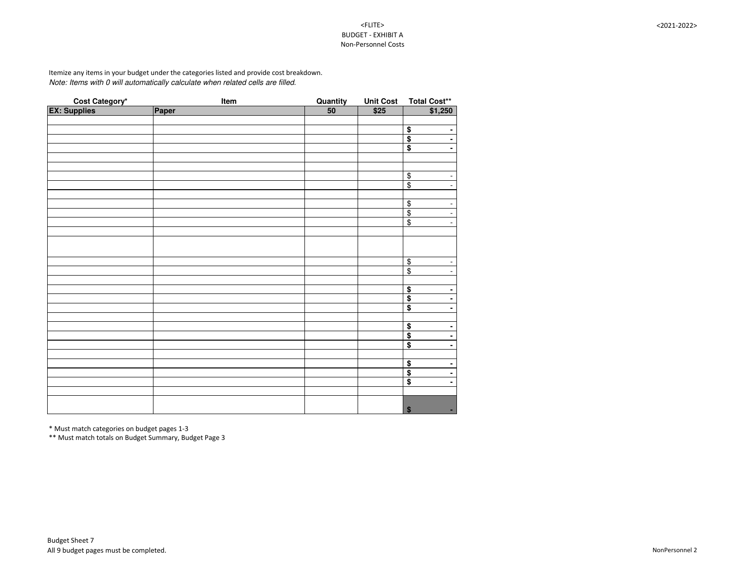<FLITE>
BUDGET - EXHIBIT A
Non-Personnel Costs

<2021-2022>

Itemize any items in your budget under the categories listed and provide cost breakdown.
*Note: Items with 0 will automatically calculate when related cells are filled.*

| Cost Category* | Item | Quantity | Unit Cost | Total Cost** |
|---|---|---|---|---|
| **EX: Supplies** | **Paper** | **50** | **$25** | **$1,250** |
| | | | | |
| | | | | **$ -** |
| | | | | **$ -** |
| | | | | **$ -** |
| | | | | |
| | | | | |
| | | | | $ - |
| | | | | $ - |
| | | | | |
| | | | | $ - |
| | | | | $ - |
| | | | | $ - |
| | | | | |
| | | | | |
| | | | | $ - |
| | | | | $ - |
| | | | | |
| | | | | **$ -** |
| | | | | **$ -** |
| | | | | **$ -** |
| | | | | |
| | | | | **$ -** |
| | | | | **$ -** |
| | | | | **$ -** |
| | | | | |
| | | | | **$ -** |
| | | | | **$ -** |
| | | | | **$ -** |
| | | | | |
| | | | | **$ -** |

\* Must match categories on budget pages 1-3
** Must match totals on Budget Summary, Budget Page 3

Budget Sheet 7
All 9 budget pages must be completed.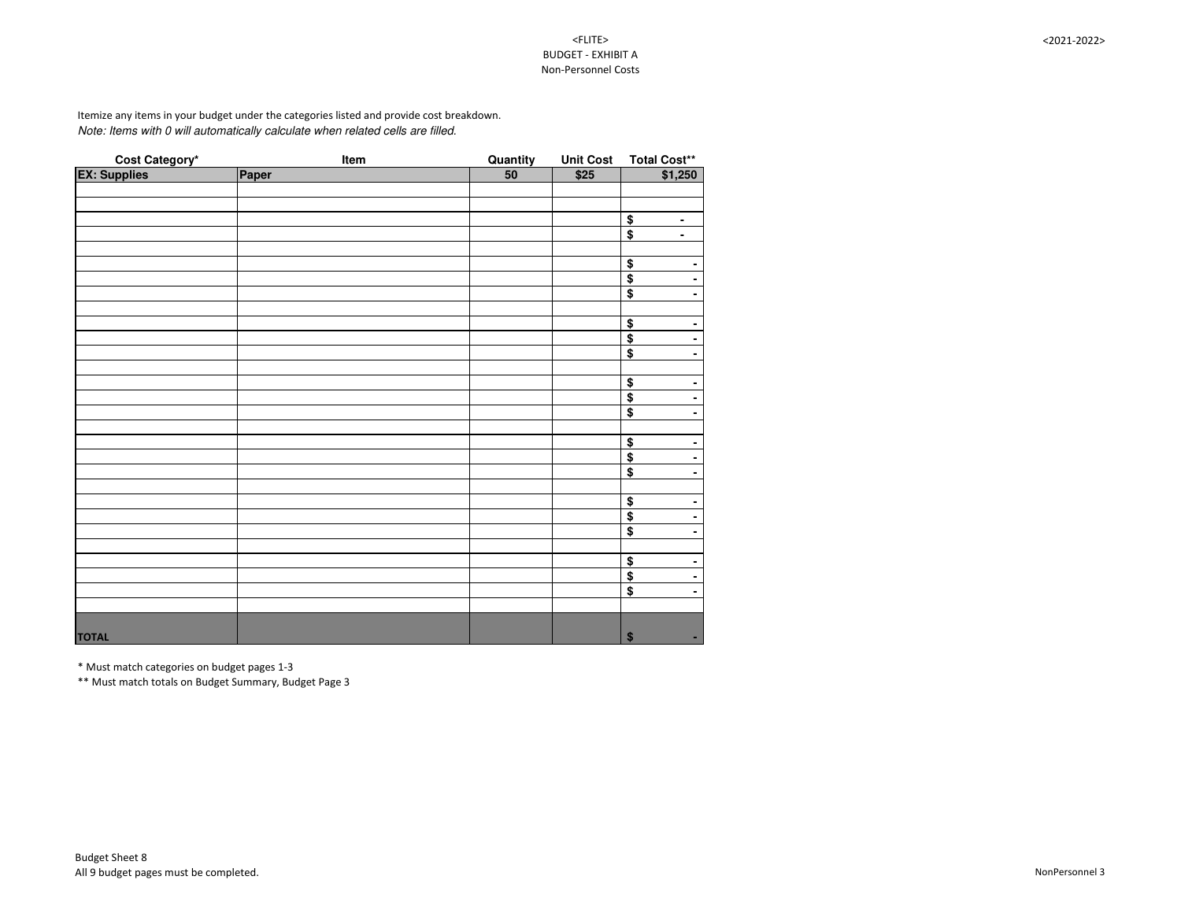<FLITE>
BUDGET - EXHIBIT A
Non-Personnel Costs

<2021-2022>

Itemize any items in your budget under the categories listed and provide cost breakdown.
*Note: Items with 0 will automatically calculate when related cells are filled.*

| Cost Category* | Item | Quantity | Unit Cost | Total Cost** |
|---|---|---|---|---|
| **EX: Supplies** | **Paper** | **50** | **$25** | **$1,250** |
| | | | | |
| | | | | |
| | | | | $ - |
| | | | | $ - |
| | | | | |
| | | | | $ - |
| | | | | $ - |
| | | | | $ - |
| | | | | |
| | | | | $ - |
| | | | | $ - |
| | | | | $ - |
| | | | | |
| | | | | $ - |
| | | | | $ - |
| | | | | $ - |
| | | | | |
| | | | | $ - |
| | | | | $ - |
| | | | | $ - |
| | | | | |
| | | | | $ - |
| | | | | $ - |
| | | | | $ - |
| | | | | |
| | | | | $ - |
| | | | | $ - |
| | | | | $ - |
| | | | | |
| **TOTAL** | | | | $ - |

\* Must match categories on budget pages 1-3

** Must match totals on Budget Summary, Budget Page 3

Budget Sheet 8
All 9 budget pages must be completed.

NonPersonnel 3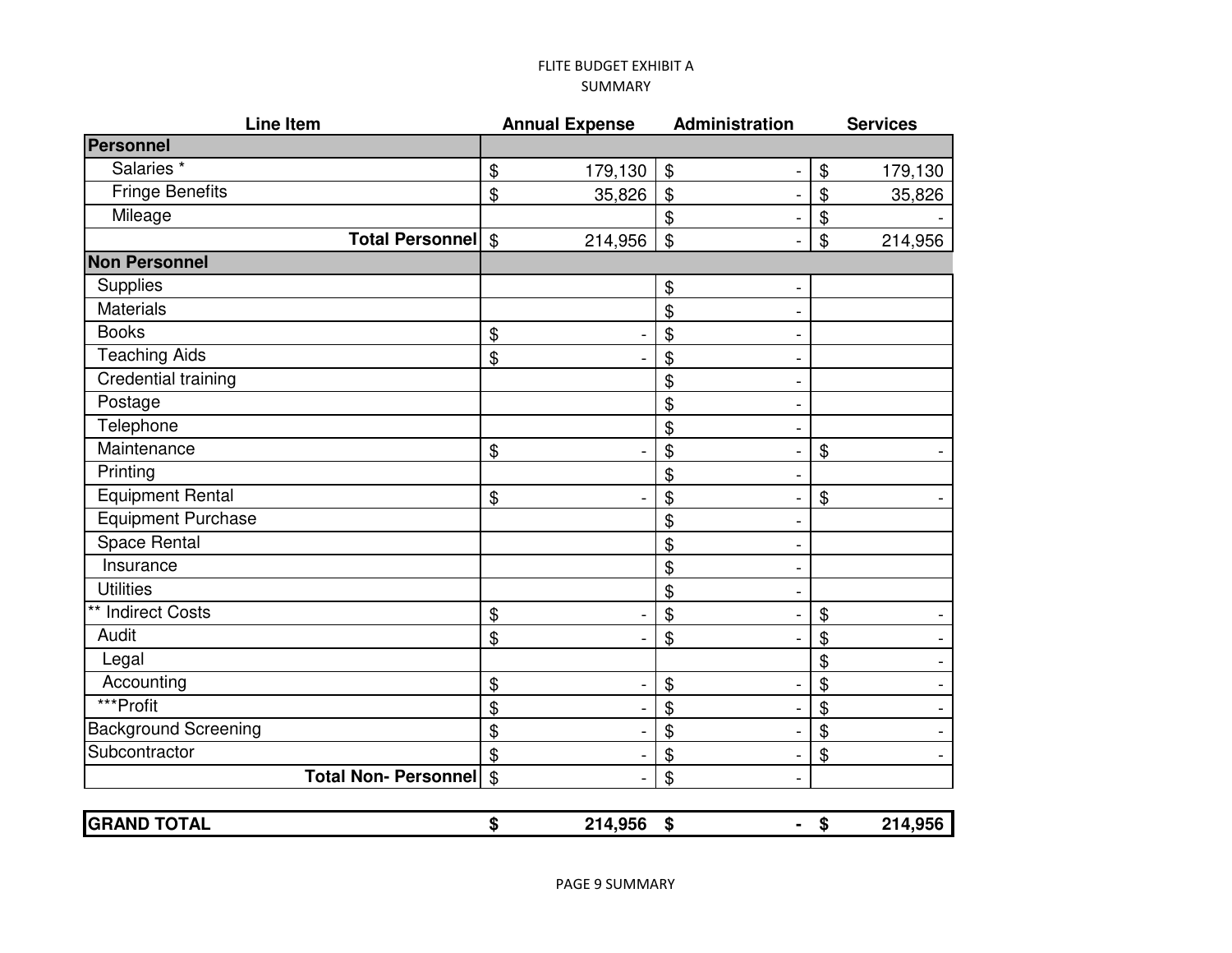FLITE BUDGET EXHIBIT A

SUMMARY

| Line Item | Annual Expense | Administration | Services |
|---|---|---|---|
| **Personnel** | | | |
| Salaries * | $ 179,130 | $ - | $ 179,130 |
| Fringe Benefits | $ 35,826 | $ - | $ 35,826 |
| Mileage | | $ - | $ - |
| **Total Personnel** | $ 214,956 | $ - | $ 214,956 |
| **Non Personnel** | | | |
| Supplies | | $ - | |
| Materials | | $ - | |
| Books | $ - | $ - | |
| Teaching Aids | $ - | $ - | |
| Credential training | | $ - | |
| Postage | | $ - | |
| Telephone | | $ - | |
| Maintenance | $ - | $ - | $ - |
| Printing | | $ - | |
| Equipment Rental | $ - | $ - | $ - |
| Equipment Purchase | | $ - | |
| Space Rental | | $ - | |
| Insurance | | $ - | |
| Utilities | | $ - | |
| ** Indirect Costs | $ - | $ - | $ - |
| Audit | $ - | $ - | $ - |
| Legal | | | $ - |
| Accounting | $ - | $ - | $ - |
| ***Profit | $ - | $ - | $ - |
| Background Screening | $ - | $ - | $ - |
| Subcontractor | $ - | $ - | $ - |
| **Total Non- Personnel** | $ - | $ - | |
| **GRAND TOTAL** | **$ 214,956** | **$ -** | **$ 214,956** |

PAGE 9 SUMMARY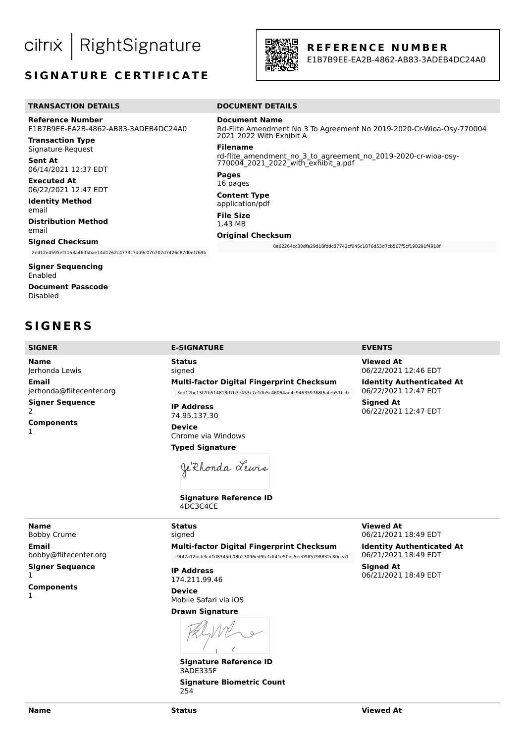citrix | RightSignature

## SIGNATURE CERTIFICATE

**REFERENCE NUMBER**
E1B7B9EE-EA2B-4862-AB83-3ADEB4DC24A0

### TRANSACTION DETAILS

**Reference Number**
E1B7B9EE-EA2B-4862-AB83-3ADEB4DC24A0

**Transaction Type**
Signature Request

**Sent At**
06/14/2021 12:37 EDT

**Executed At**
06/22/2021 12:47 EDT

**Identity Method**
email

**Distribution Method**
email

**Signed Checksum**
2e412e4595ef1153a4605bae14d1762c4773c7dd9c07b707d7426c87d0ef769b

**Signer Sequencing**
Enabled

**Document Passcode**
Disabled

### DOCUMENT DETAILS

**Document Name**
Rd-Flite Amendment No 3 To Agreement No 2019-2020-Cr-Wioa-Osy-770004 2021 2022 With Exhibit A

**Filename**
rd-flite_amendment_no_3_to_agreement_no_2019-2020-cr-wioa-osy-770004_2021_2022_with_exhibit_a.pdf

**Pages**
16 pages

**Content Type**
application/pdf

**File Size**
1.43 MB

**Original Checksum**
8e62264cc30dfa29d18fddc87742cf045c1876d53d7cb567f5cf198291f4918f

## SIGNERS

| SIGNER | E-SIGNATURE | EVENTS |
|---|---|---|
| **Name**<br>Jerhonda Lewis<br>**Email**<br>jerhonda@flitecenter.org<br>**Signer Sequence**<br>2<br>**Components**<br>1 | **Status**<br>signed<br>**Multi-factor Digital Fingerprint Checksum**<br>3dd12bc13f7fb514818d7b3e453c7e10b5c46064ad4c946359768f6afeb51bc0<br>**IP Address**<br>74.95.137.30<br>**Device**<br>Chrome via Windows<br>**Typed Signature**<br>Je'Rhonda Lewis<br>**Signature Reference ID**<br>4DC3C4CE | **Viewed At**<br>06/22/2021 12:46 EDT<br>**Identity Authenticated At**<br>06/22/2021 12:47 EDT<br>**Signed At**<br>06/22/2021 12:47 EDT |
| **Name**<br>Bobby Crume<br>**Email**<br>bobby@flitecenter.org<br>**Signer Sequence**<br>1<br>**Components**<br>1 | **Status**<br>signed<br>**Multi-factor Digital Fingerprint Checksum**<br>9bf7a12bcb3cd1d8345fb08b23096ed9fe1df41e50bc5ee0985798832c80cea1<br>**IP Address**<br>174.211.99.46<br>**Device**<br>Mobile Safari via iOS<br>**Drawn Signature**<br>**Signature Reference ID**<br>3ADE335F<br>**Signature Biometric Count**<br>254 | **Viewed At**<br>06/21/2021 18:49 EDT<br>**Identity Authenticated At**<br>06/21/2021 18:49 EDT<br>**Signed At**<br>06/21/2021 18:49 EDT |
| **Name** | **Status** | **Viewed At** |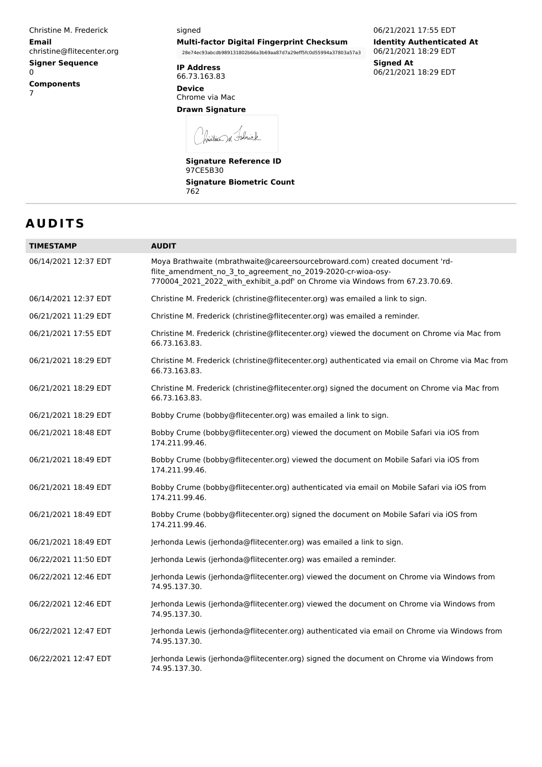Christine M. Frederick

**Email**
christine@flitecenter.org

**Signer Sequence**
0

**Components**
7

signed

**Multi-factor Digital Fingerprint Checksum**
28e74ec93abcdb989131802b66a3b69aa87d7a29eff5fc0d55994a37803a57a3

**IP Address**
66.73.163.83

**Device**
Chrome via Mac

**Drawn Signature**

**Signature Reference ID**
97CE5B30

**Signature Biometric Count**
762

06/21/2021 17:55 EDT

**Identity Authenticated At**
06/21/2021 18:29 EDT

**Signed At**
06/21/2021 18:29 EDT

# AUDITS

| TIMESTAMP | AUDIT |
|---|---|
| 06/14/2021 12:37 EDT | Moya Brathwaite (mbrathwaite@careersourcebroward.com) created document 'rd-flite_amendment_no_3_to_agreement_no_2019-2020-cr-wioa-osy-770004_2021_2022_with_exhibit_a.pdf' on Chrome via Windows from 67.23.70.69. |
| 06/14/2021 12:37 EDT | Christine M. Frederick (christine@flitecenter.org) was emailed a link to sign. |
| 06/21/2021 11:29 EDT | Christine M. Frederick (christine@flitecenter.org) was emailed a reminder. |
| 06/21/2021 17:55 EDT | Christine M. Frederick (christine@flitecenter.org) viewed the document on Chrome via Mac from 66.73.163.83. |
| 06/21/2021 18:29 EDT | Christine M. Frederick (christine@flitecenter.org) authenticated via email on Chrome via Mac from 66.73.163.83. |
| 06/21/2021 18:29 EDT | Christine M. Frederick (christine@flitecenter.org) signed the document on Chrome via Mac from 66.73.163.83. |
| 06/21/2021 18:29 EDT | Bobby Crume (bobby@flitecenter.org) was emailed a link to sign. |
| 06/21/2021 18:48 EDT | Bobby Crume (bobby@flitecenter.org) viewed the document on Mobile Safari via iOS from 174.211.99.46. |
| 06/21/2021 18:49 EDT | Bobby Crume (bobby@flitecenter.org) viewed the document on Mobile Safari via iOS from 174.211.99.46. |
| 06/21/2021 18:49 EDT | Bobby Crume (bobby@flitecenter.org) authenticated via email on Mobile Safari via iOS from 174.211.99.46. |
| 06/21/2021 18:49 EDT | Bobby Crume (bobby@flitecenter.org) signed the document on Mobile Safari via iOS from 174.211.99.46. |
| 06/21/2021 18:49 EDT | Jerhonda Lewis (jerhonda@flitecenter.org) was emailed a link to sign. |
| 06/22/2021 11:50 EDT | Jerhonda Lewis (jerhonda@flitecenter.org) was emailed a reminder. |
| 06/22/2021 12:46 EDT | Jerhonda Lewis (jerhonda@flitecenter.org) viewed the document on Chrome via Windows from 74.95.137.30. |
| 06/22/2021 12:46 EDT | Jerhonda Lewis (jerhonda@flitecenter.org) viewed the document on Chrome via Windows from 74.95.137.30. |
| 06/22/2021 12:47 EDT | Jerhonda Lewis (jerhonda@flitecenter.org) authenticated via email on Chrome via Windows from 74.95.137.30. |
| 06/22/2021 12:47 EDT | Jerhonda Lewis (jerhonda@flitecenter.org) signed the document on Chrome via Windows from 74.95.137.30. |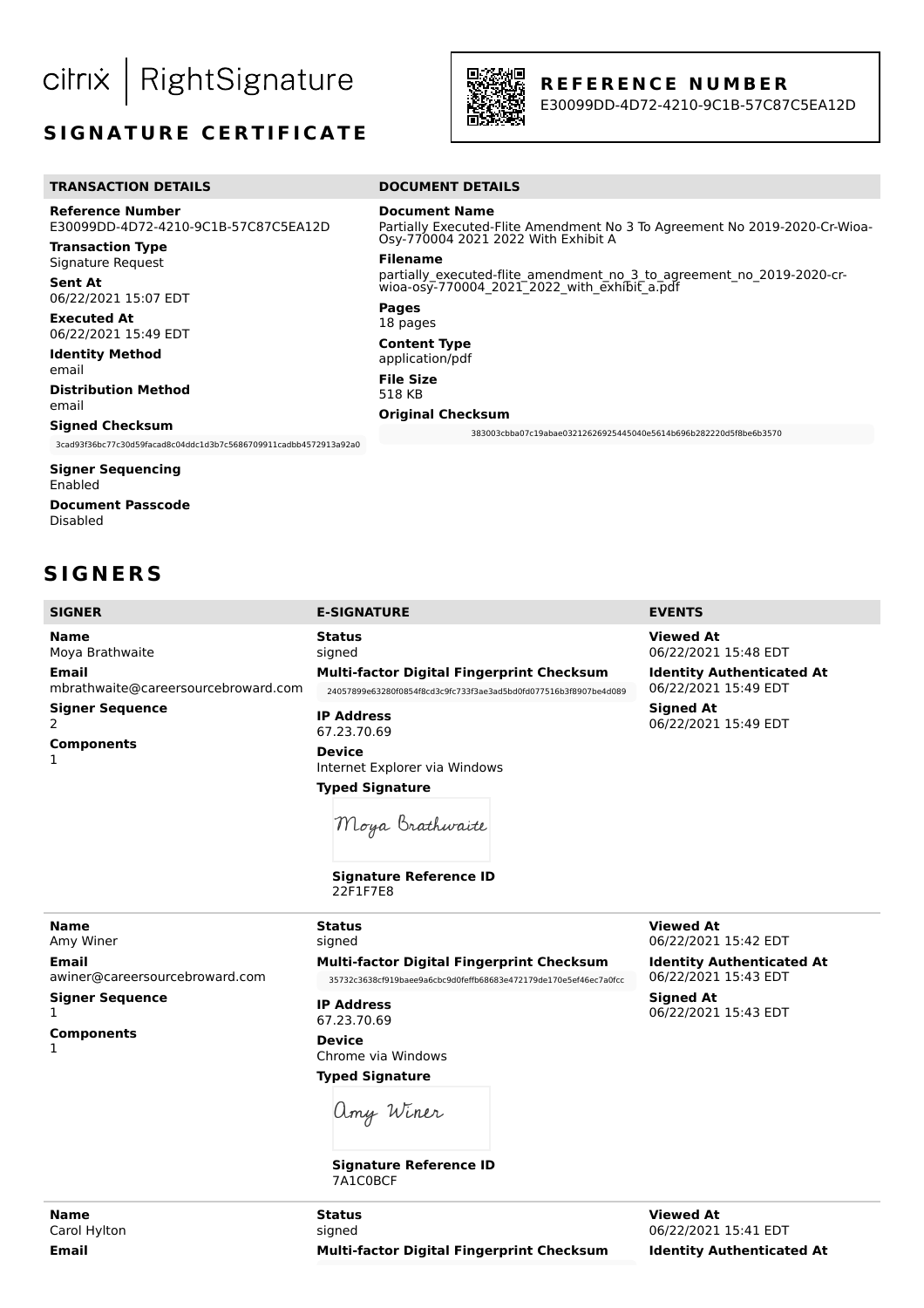citrix | RightSignature

## SIGNATURE CERTIFICATE

**REFERENCE NUMBER**
E30099DD-4D72-4210-9C1B-57C87C5EA12D

### TRANSACTION DETAILS

**Reference Number**
E30099DD-4D72-4210-9C1B-57C87C5EA12D

**Transaction Type**
Signature Request

**Sent At**
06/22/2021 15:07 EDT

**Executed At**
06/22/2021 15:49 EDT

**Identity Method**
email

**Distribution Method**
email

**Signed Checksum**
3cad93f36bc77c30d59facad8c04ddc1d3b7c5686709911cadbb4572913a92a0

**Signer Sequencing**
Enabled

**Document Passcode**
Disabled

### DOCUMENT DETAILS

**Document Name**
Partially Executed-Flite Amendment No 3 To Agreement No 2019-2020-Cr-Wioa-Osy-770004 2021 2022 With Exhibit A

**Filename**
partially_executed-flite_amendment_no_3_to_agreement_no_2019-2020-cr-wioa-osy-770004_2021_2022_with_exhibit_a.pdf

**Pages**
18 pages

**Content Type**
application/pdf

**File Size**
518 KB

**Original Checksum**
383003cbba07c19abae03212626925445040e5614b696b282220d5f8be6b3570

## SIGNERS

| SIGNER | E-SIGNATURE | EVENTS |
|---|---|---|
| **Name** Moya Brathwaite<br>**Email** mbrathwaite@careersourcebroward.com<br>**Signer Sequence** 2<br>**Components** 1 | **Status** signed<br>**Multi-factor Digital Fingerprint Checksum** 24057899e63280f0854f8cd3c9fc733f3ae3ad5bd0fd077516b3f8907be4d089<br>**IP Address** 67.23.70.69<br>**Device** Internet Explorer via Windows<br>**Typed Signature** Moya Brathwaite<br>**Signature Reference ID** 22F1F7E8 | **Viewed At** 06/22/2021 15:48 EDT<br>**Identity Authenticated At** 06/22/2021 15:49 EDT<br>**Signed At** 06/22/2021 15:49 EDT |
| **Name** Amy Winer<br>**Email** awiner@careersourcebroward.com<br>**Signer Sequence** 1<br>**Components** 1 | **Status** signed<br>**Multi-factor Digital Fingerprint Checksum** 35732c3638cf919baee9a6cbc9d0feffb68683e472179de170e5ef46ec7a0fcc<br>**IP Address** 67.23.70.69<br>**Device** Chrome via Windows<br>**Typed Signature** Amy Winer<br>**Signature Reference ID** 7A1C0BCF | **Viewed At** 06/22/2021 15:42 EDT<br>**Identity Authenticated At** 06/22/2021 15:43 EDT<br>**Signed At** 06/22/2021 15:43 EDT |
| **Name** Carol Hylton<br>**Email** | **Status** signed<br>**Multi-factor Digital Fingerprint Checksum** | **Viewed At** 06/22/2021 15:41 EDT<br>**Identity Authenticated At** |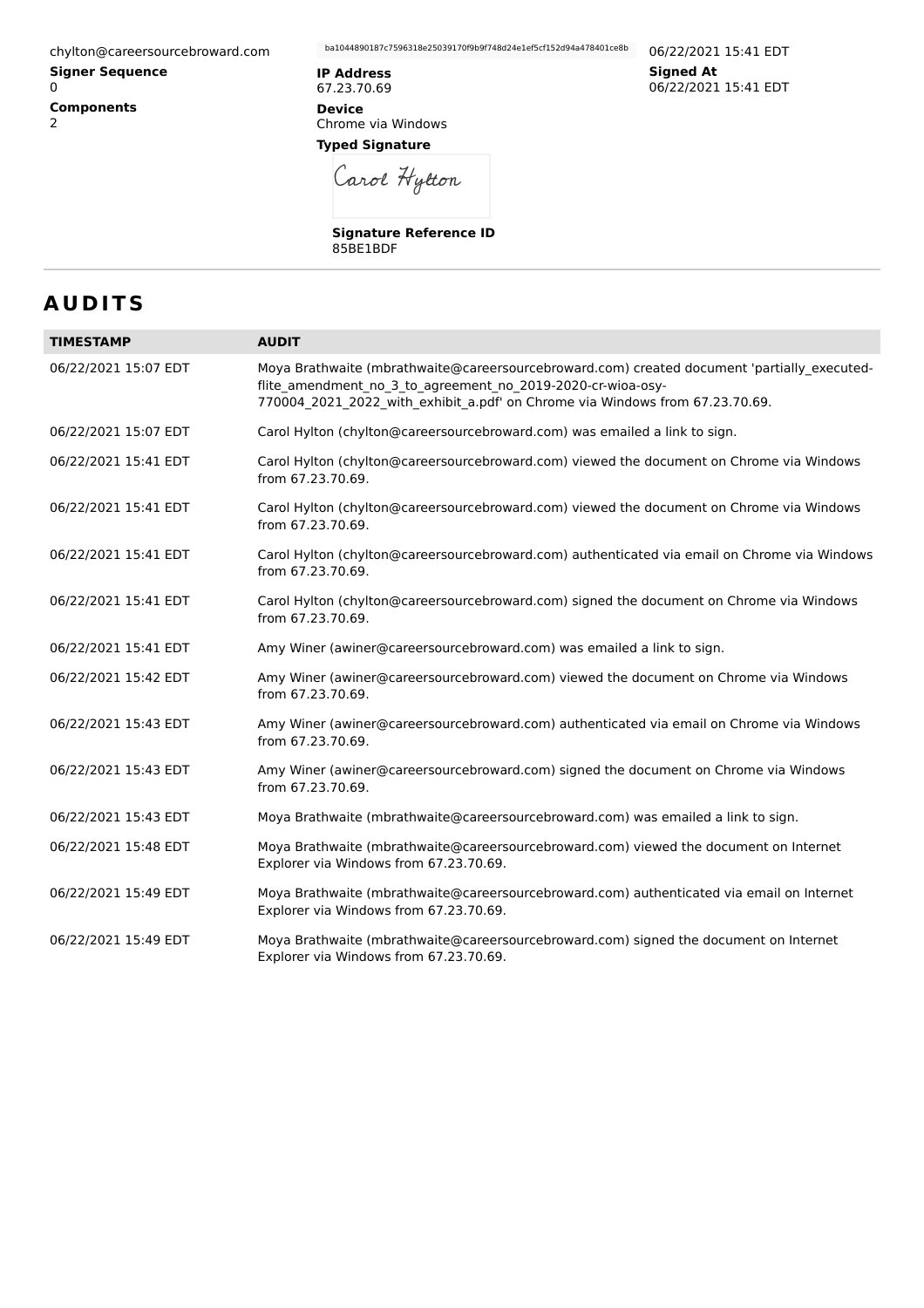chylton@careersourcebroward.com

**Signer Sequence**
0

**Components**
2

ba1044890187c7596318e25039170f9b9f748d24e1ef5cf152d94a478401ce8b

**IP Address**
67.23.70.69

**Device**
Chrome via Windows

**Typed Signature**

Carol Hylton

**Signature Reference ID**
85BE1BDF

06/22/2021 15:41 EDT

**Signed At**
06/22/2021 15:41 EDT

# AUDITS

| TIMESTAMP | AUDIT |
|---|---|
| 06/22/2021 15:07 EDT | Moya Brathwaite (mbrathwaite@careersourcebroward.com) created document 'partially_executed-flite_amendment_no_3_to_agreement_no_2019-2020-cr-wioa-osy-770004_2021_2022_with_exhibit_a.pdf' on Chrome via Windows from 67.23.70.69. |
| 06/22/2021 15:07 EDT | Carol Hylton (chylton@careersourcebroward.com) was emailed a link to sign. |
| 06/22/2021 15:41 EDT | Carol Hylton (chylton@careersourcebroward.com) viewed the document on Chrome via Windows from 67.23.70.69. |
| 06/22/2021 15:41 EDT | Carol Hylton (chylton@careersourcebroward.com) viewed the document on Chrome via Windows from 67.23.70.69. |
| 06/22/2021 15:41 EDT | Carol Hylton (chylton@careersourcebroward.com) authenticated via email on Chrome via Windows from 67.23.70.69. |
| 06/22/2021 15:41 EDT | Carol Hylton (chylton@careersourcebroward.com) signed the document on Chrome via Windows from 67.23.70.69. |
| 06/22/2021 15:41 EDT | Amy Winer (awiner@careersourcebroward.com) was emailed a link to sign. |
| 06/22/2021 15:42 EDT | Amy Winer (awiner@careersourcebroward.com) viewed the document on Chrome via Windows from 67.23.70.69. |
| 06/22/2021 15:43 EDT | Amy Winer (awiner@careersourcebroward.com) authenticated via email on Chrome via Windows from 67.23.70.69. |
| 06/22/2021 15:43 EDT | Amy Winer (awiner@careersourcebroward.com) signed the document on Chrome via Windows from 67.23.70.69. |
| 06/22/2021 15:43 EDT | Moya Brathwaite (mbrathwaite@careersourcebroward.com) was emailed a link to sign. |
| 06/22/2021 15:48 EDT | Moya Brathwaite (mbrathwaite@careersourcebroward.com) viewed the document on Internet Explorer via Windows from 67.23.70.69. |
| 06/22/2021 15:49 EDT | Moya Brathwaite (mbrathwaite@careersourcebroward.com) authenticated via email on Internet Explorer via Windows from 67.23.70.69. |
| 06/22/2021 15:49 EDT | Moya Brathwaite (mbrathwaite@careersourcebroward.com) signed the document on Internet Explorer via Windows from 67.23.70.69. |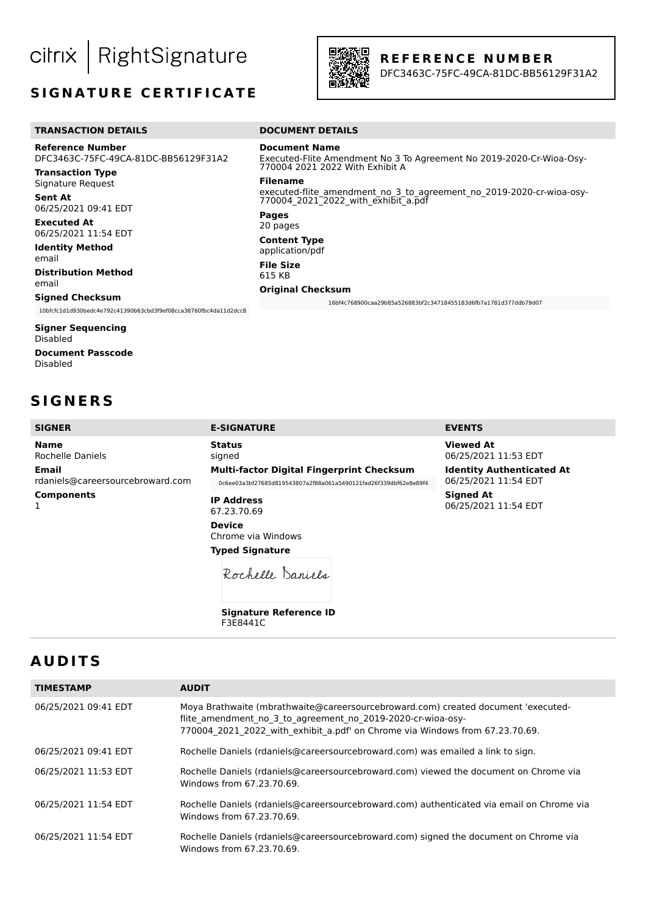citrix | RightSignature

# SIGNATURE CERTIFICATE

**REFERENCE NUMBER**
DFC3463C-75FC-49CA-81DC-BB56129F31A2

## TRANSACTION DETAILS

**Reference Number**
DFC3463C-75FC-49CA-81DC-BB56129F31A2

**Transaction Type**
Signature Request

**Sent At**
06/25/2021 09:41 EDT

**Executed At**
06/25/2021 11:54 EDT

**Identity Method**
email

**Distribution Method**
email

**Signed Checksum**
10bfcfc1d1d930bedc4e792c41390b63cbd3f9ef08cca38760fbc4da11d2dcc8

**Signer Sequencing**
Disabled

**Document Passcode**
Disabled

## DOCUMENT DETAILS

**Document Name**
Executed-Flite Amendment No 3 To Agreement No 2019-2020-Cr-Wioa-Osy-770004 2021 2022 With Exhibit A

**Filename**
executed-flite_amendment_no_3_to_agreement_no_2019-2020-cr-wioa-osy-770004_2021_2022_with_exhibit_a.pdf

**Pages**
20 pages

**Content Type**
application/pdf

**File Size**
615 KB

**Original Checksum**
16bf4c768900caa29b85a526883bf2c34718455183d6fb7a1781d377ddb79d07

# SIGNERS

| SIGNER | E-SIGNATURE | EVENTS |
|---|---|---|
| **Name** Rochelle Daniels<br>**Email** rdaniels@careersourcebroward.com<br>**Components** 1 | **Status** signed<br>**Multi-factor Digital Fingerprint Checksum** 0c6ee03a3bf27685d819543807a2f88a061a5490121fad26f339dbf62e8e89f4<br>**IP Address** 67.23.70.69<br>**Device** Chrome via Windows<br>**Typed Signature** Rochelle Daniels<br>**Signature Reference ID** F3E8441C | **Viewed At** 06/25/2021 11:53 EDT<br>**Identity Authenticated At** 06/25/2021 11:54 EDT<br>**Signed At** 06/25/2021 11:54 EDT |

# AUDITS

| TIMESTAMP | AUDIT |
|---|---|
| 06/25/2021 09:41 EDT | Moya Brathwaite (mbrathwaite@careersourcebroward.com) created document 'executed-flite_amendment_no_3_to_agreement_no_2019-2020-cr-wioa-osy-770004_2021_2022_with_exhibit_a.pdf' on Chrome via Windows from 67.23.70.69. |
| 06/25/2021 09:41 EDT | Rochelle Daniels (rdaniels@careersourcebroward.com) was emailed a link to sign. |
| 06/25/2021 11:53 EDT | Rochelle Daniels (rdaniels@careersourcebroward.com) viewed the document on Chrome via Windows from 67.23.70.69. |
| 06/25/2021 11:54 EDT | Rochelle Daniels (rdaniels@careersourcebroward.com) authenticated via email on Chrome via Windows from 67.23.70.69. |
| 06/25/2021 11:54 EDT | Rochelle Daniels (rdaniels@careersourcebroward.com) signed the document on Chrome via Windows from 67.23.70.69. |